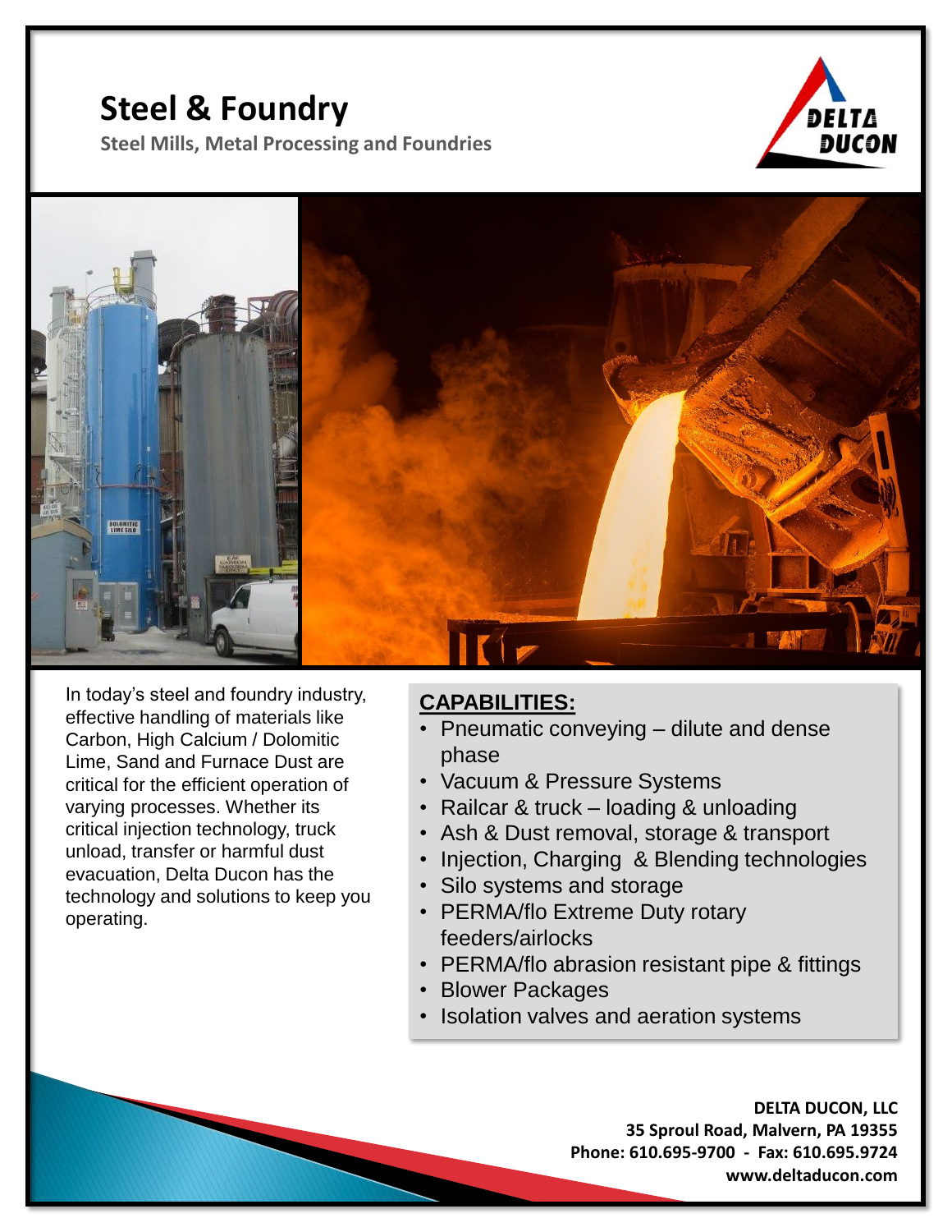# Steel & Foundry

**Steel Mills, Metal Processing and Foundries**

In today's steel and foundry industry, effective handling of materials like Carbon, High Calcium / Dolomitic Lime, Sand and Furnace Dust are critical for the efficient operation of varying processes. Whether its critical injection technology, truck unload, transfer or harmful dust evacuation, Delta Ducon has the technology and solutions to keep you operating.

## CAPABILITIES:

- Pneumatic conveying – dilute and dense phase
- Vacuum & Pressure Systems
- Railcar & truck – loading & unloading
- Ash & Dust removal, storage & transport
- Injection, Charging & Blending technologies
- Silo systems and storage
- PERMA/flo Extreme Duty rotary feeders/airlocks
- PERMA/flo abrasion resistant pipe & fittings
- Blower Packages
- Isolation valves and aeration systems

**DELTA DUCON, LLC**
**35 Sproul Road, Malvern, PA 19355**
**Phone: 610.695-9700 - Fax: 610.695.9724**
**www.deltaducon.com**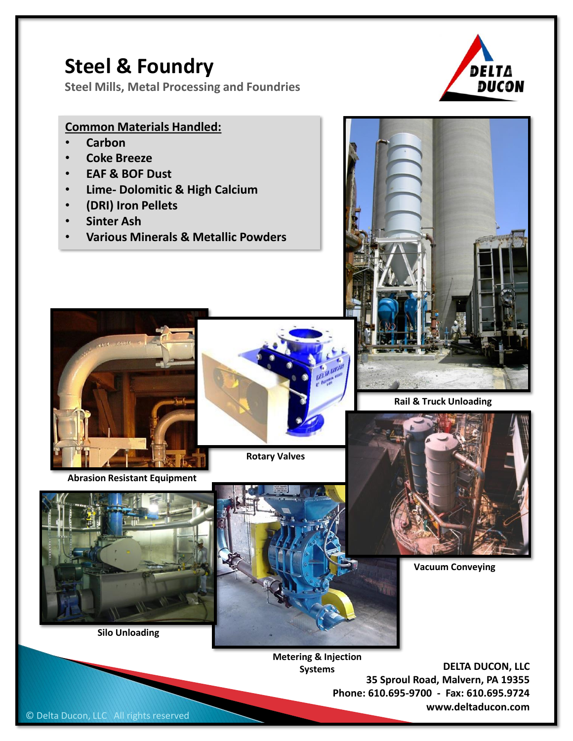# Steel & Foundry

**Steel Mills, Metal Processing and Foundries**

DELTA DUCON

**Common Materials Handled:**

- Carbon
- Coke Breeze
- EAF & BOF Dust
- Lime- Dolomitic & High Calcium
- (DRI) Iron Pellets
- Sinter Ash
- Various Minerals & Metallic Powders

Rail & Truck Unloading

Abrasion Resistant Equipment

Rotary Valves

Vacuum Conveying

Silo Unloading

Metering & Injection Systems

**DELTA DUCON, LLC**
**35 Sproul Road, Malvern, PA 19355**
**Phone: 610.695-9700 - Fax: 610.695.9724**
**www.deltaducon.com**

© Delta Ducon, LLC All rights reserved